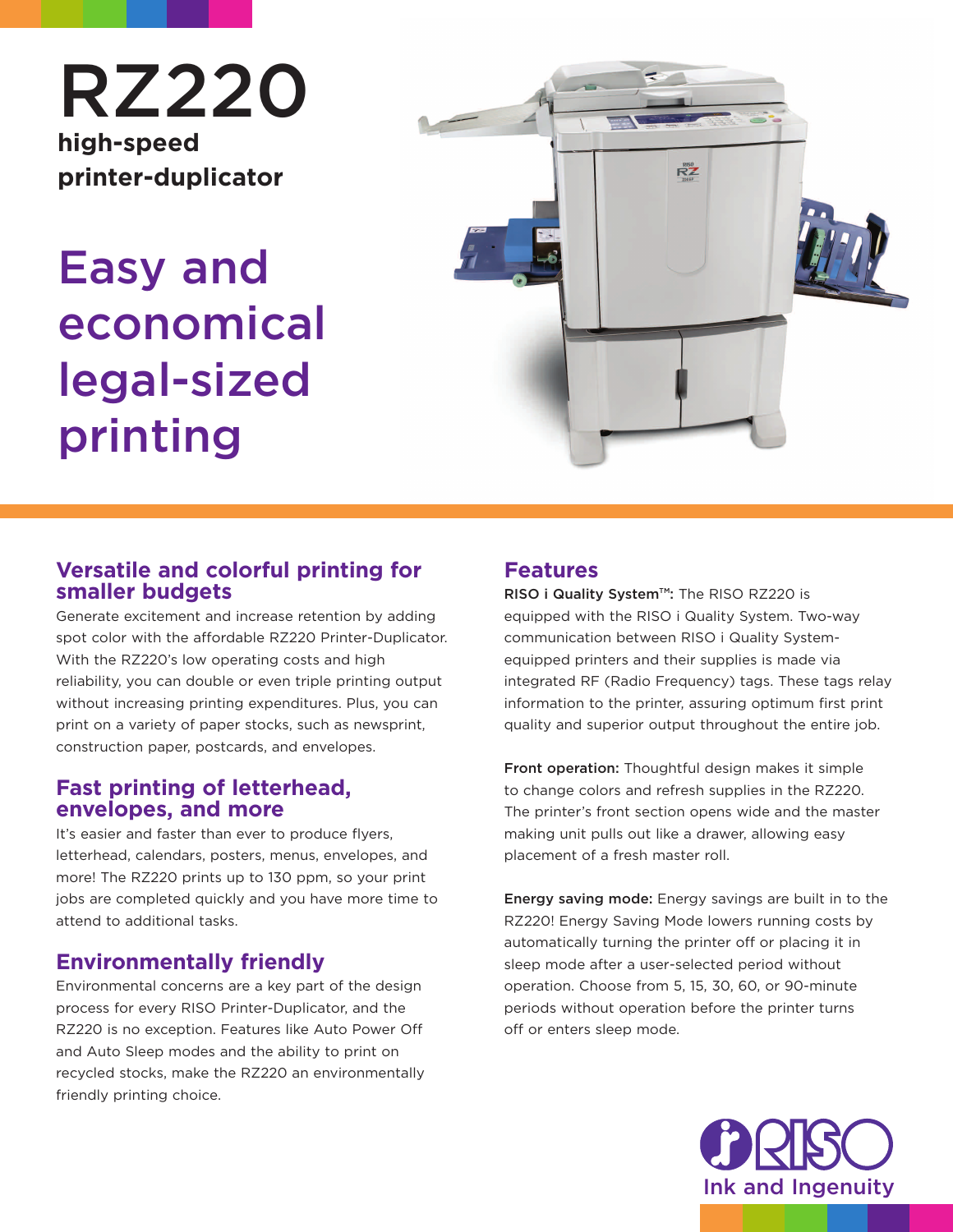# RZ220

**high-speed printer-duplicator**

## Easy and economical legal-sized printing

### Versatile and colorful printing for smaller budgets

Generate excitement and increase retention by adding spot color with the affordable RZ220 Printer-Duplicator. With the RZ220's low operating costs and high reliability, you can double or even triple printing output without increasing printing expenditures. Plus, you can print on a variety of paper stocks, such as newsprint, construction paper, postcards, and envelopes.

### Fast printing of letterhead, envelopes, and more

It's easier and faster than ever to produce flyers, letterhead, calendars, posters, menus, envelopes, and more! The RZ220 prints up to 130 ppm, so your print jobs are completed quickly and you have more time to attend to additional tasks.

### Environmentally friendly

Environmental concerns are a key part of the design process for every RISO Printer-Duplicator, and the RZ220 is no exception. Features like Auto Power Off and Auto Sleep modes and the ability to print on recycled stocks, make the RZ220 an environmentally friendly printing choice.

### Features

**RISO i Quality System™:** The RISO RZ220 is equipped with the RISO i Quality System. Two-way communication between RISO i Quality System-equipped printers and their supplies is made via integrated RF (Radio Frequency) tags. These tags relay information to the printer, assuring optimum first print quality and superior output throughout the entire job.

**Front operation:** Thoughtful design makes it simple to change colors and refresh supplies in the RZ220. The printer's front section opens wide and the master making unit pulls out like a drawer, allowing easy placement of a fresh master roll.

**Energy saving mode:** Energy savings are built in to the RZ220! Energy Saving Mode lowers running costs by automatically turning the printer off or placing it in sleep mode after a user-selected period without operation. Choose from 5, 15, 30, 60, or 90-minute periods without operation before the printer turns off or enters sleep mode.

RISO
Ink and Ingenuity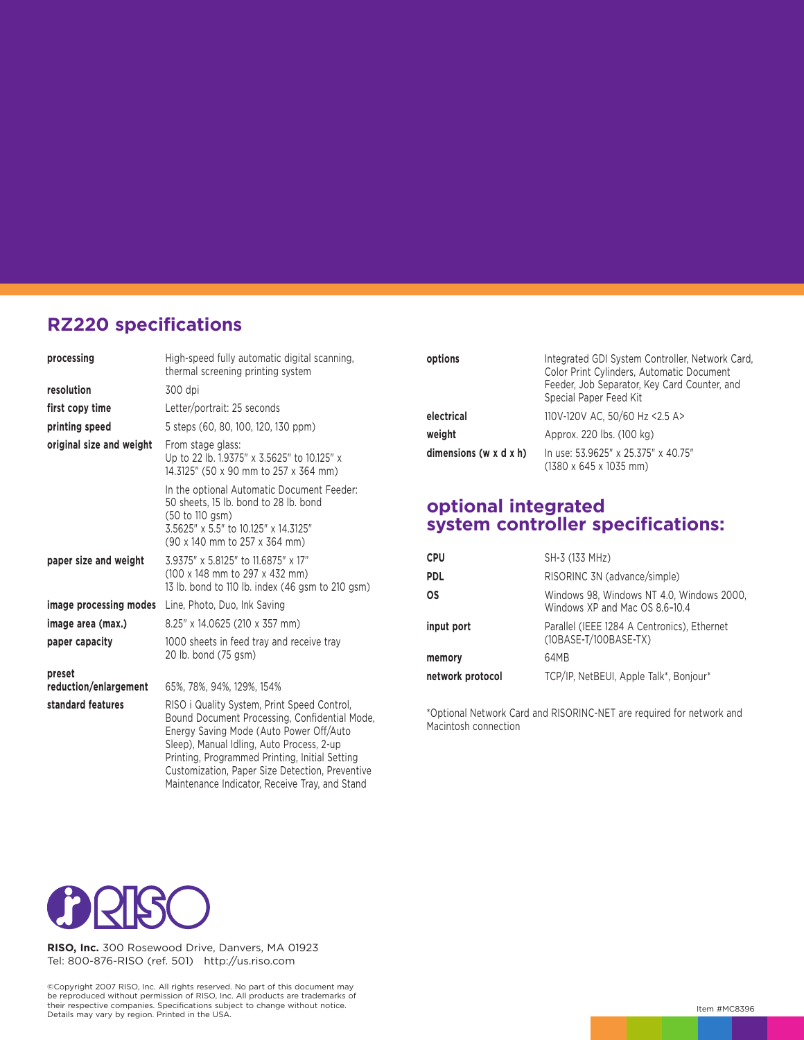## RZ220 specifications

| | |
|---|---|
| **processing** | High-speed fully automatic digital scanning, thermal screening printing system |
| **resolution** | 300 dpi |
| **first copy time** | Letter/portrait: 25 seconds |
| **printing speed** | 5 steps (60, 80, 100, 120, 130 ppm) |
| **original size and weight** | From stage glass: Up to 22 lb. 1.9375" x 3.5625" to 10.125" x 14.3125" (50 x 90 mm to 257 x 364 mm)<br><br>In the optional Automatic Document Feeder: 50 sheets, 15 lb. bond to 28 lb. bond (50 to 110 gsm) 3.5625" x 5.5" to 10.125" x 14.3125" (90 x 140 mm to 257 x 364 mm) |
| **paper size and weight** | 3.9375" x 5.8125" to 11.6875" x 17" (100 x 148 mm to 297 x 432 mm) 13 lb. bond to 110 lb. index (46 gsm to 210 gsm) |
| **image processing modes** | Line, Photo, Duo, Ink Saving |
| **image area (max.)** | 8.25" x 14.0625 (210 x 357 mm) |
| **paper capacity** | 1000 sheets in feed tray and receive tray 20 lb. bond (75 gsm) |
| **preset reduction/enlargement** | 65%, 78%, 94%, 129%, 154% |
| **standard features** | RISO i Quality System, Print Speed Control, Bound Document Processing, Confidential Mode, Energy Saving Mode (Auto Power Off/Auto Sleep), Manual Idling, Auto Process, 2-up Printing, Programmed Printing, Initial Setting Customization, Paper Size Detection, Preventive Maintenance Indicator, Receive Tray, and Stand |
| **options** | Integrated GDI System Controller, Network Card, Color Print Cylinders, Automatic Document Feeder, Job Separator, Key Card Counter, and Special Paper Feed Kit |
| **electrical** | 110V-120V AC, 50/60 Hz <2.5 A> |
| **weight** | Approx. 220 lbs. (100 kg) |
| **dimensions (w x d x h)** | In use: 53.9625" x 25.375" x 40.75" (1380 x 645 x 1035 mm) |

## optional integrated system controller specifications:

| | |
|---|---|
| **CPU** | SH-3 (133 MHz) |
| **PDL** | RISORINC 3N (advance/simple) |
| **OS** | Windows 98, Windows NT 4.0, Windows 2000, Windows XP and Mac OS 8.6–10.4 |
| **input port** | Parallel (IEEE 1284 A Centronics), Ethernet (10BASE-T/100BASE-TX) |
| **memory** | 64MB |
| **network protocol** | TCP/IP, NetBEUI, Apple Talk*, Bonjour* |

*Optional Network Card and RISORINC-NET are required for network and Macintosh connection

RISO

**RISO, Inc.** 300 Rosewood Drive, Danvers, MA 01923
Tel: 800-876-RISO (ref. 501) http://us.riso.com

©Copyright 2007 RISO, Inc. All rights reserved. No part of this document may be reproduced without permission of RISO, Inc. All products are trademarks of their respective companies. Specifications subject to change without notice. Details may vary by region. Printed in the USA.

Item #MC8396